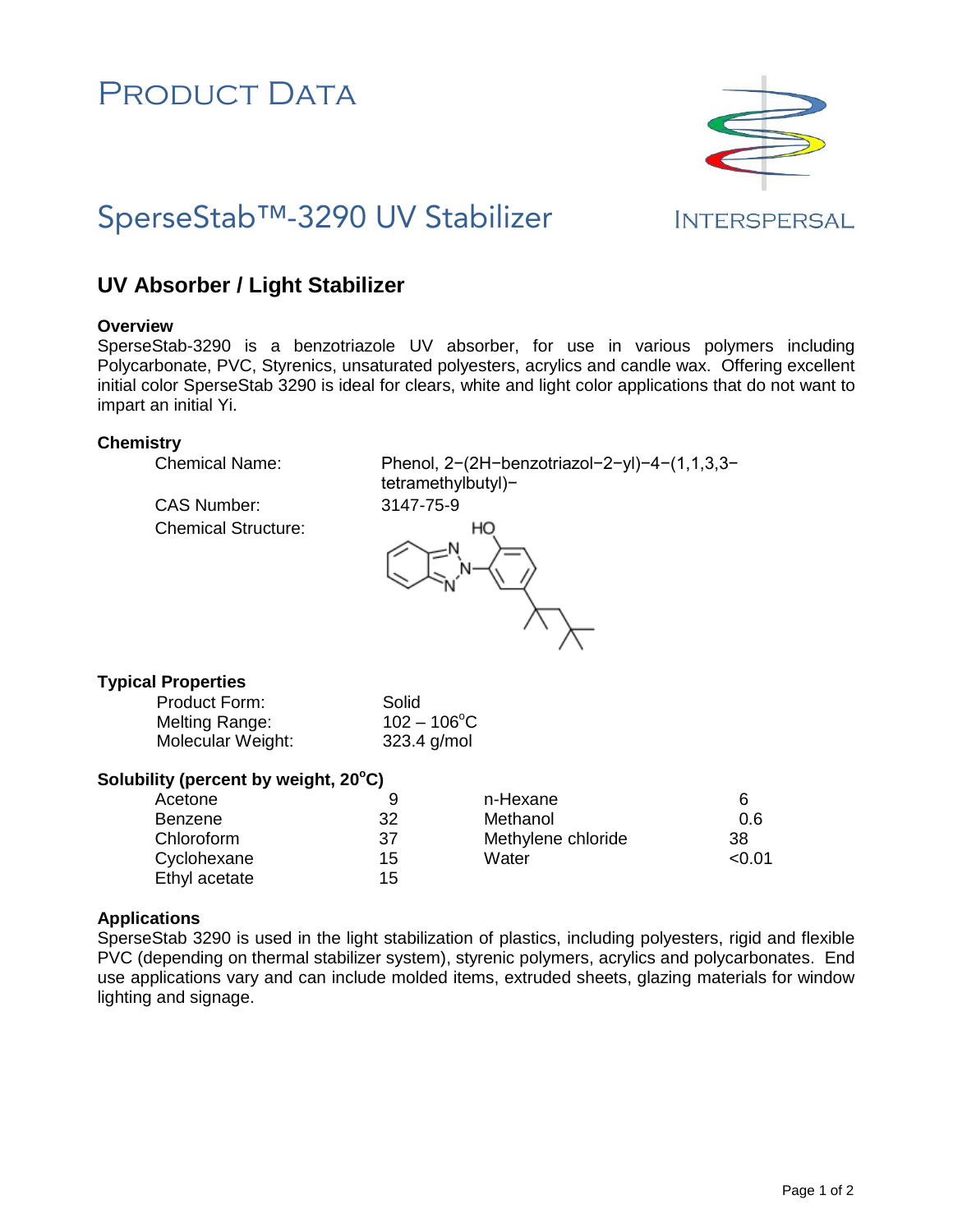# Product Data

## SperseStab™-3290 UV Stabilizer

INTERSPERSAL

## UV Absorber / Light Stabilizer

### Overview

SperseStab-3290 is a benzotriazole UV absorber, for use in various polymers including Polycarbonate, PVC, Styrenics, unsaturated polyesters, acrylics and candle wax. Offering excellent initial color SperseStab 3290 is ideal for clears, white and light color applications that do not want to impart an initial Yi.

### Chemistry

| | |
|---|---|
| Chemical Name: | Phenol, 2−(2H−benzotriazol−2−yl)−4−(1,1,3,3−tetramethylbutyl)− |
| CAS Number: | 3147-75-9 |
| Chemical Structure: | |

### Typical Properties

| | |
|---|---|
| Product Form: | Solid |
| Melting Range: | 102 – 106°C |
| Molecular Weight: | 323.4 g/mol |

### Solubility (percent by weight, 20°C)

| Solvent | % | Solvent | % |
|---|---|---|---|
| Acetone | 9 | n-Hexane | 6 |
| Benzene | 32 | Methanol | 0.6 |
| Chloroform | 37 | Methylene chloride | 38 |
| Cyclohexane | 15 | Water | <0.01 |
| Ethyl acetate | 15 | | |

### Applications

SperseStab 3290 is used in the light stabilization of plastics, including polyesters, rigid and flexible PVC (depending on thermal stabilizer system), styrenic polymers, acrylics and polycarbonates. End use applications vary and can include molded items, extruded sheets, glazing materials for window lighting and signage.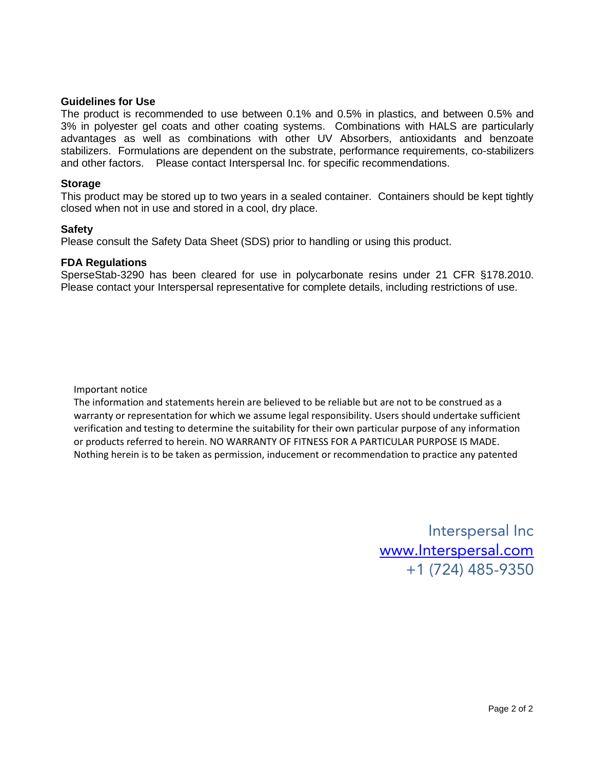## Guidelines for Use

The product is recommended to use between 0.1% and 0.5% in plastics, and between 0.5% and 3% in polyester gel coats and other coating systems. Combinations with HALS are particularly advantages as well as combinations with other UV Absorbers, antioxidants and benzoate stabilizers. Formulations are dependent on the substrate, performance requirements, co-stabilizers and other factors. Please contact Interspersal Inc. for specific recommendations.

## Storage

This product may be stored up to two years in a sealed container. Containers should be kept tightly closed when not in use and stored in a cool, dry place.

## Safety

Please consult the Safety Data Sheet (SDS) prior to handling or using this product.

## FDA Regulations

SperseStab-3290 has been cleared for use in polycarbonate resins under 21 CFR §178.2010. Please contact your Interspersal representative for complete details, including restrictions of use.

Important notice

The information and statements herein are believed to be reliable but are not to be construed as a warranty or representation for which we assume legal responsibility. Users should undertake sufficient verification and testing to determine the suitability for their own particular purpose of any information or products referred to herein. NO WARRANTY OF FITNESS FOR A PARTICULAR PURPOSE IS MADE. Nothing herein is to be taken as permission, inducement or recommendation to practice any patented

Interspersal Inc
www.Interspersal.com
+1 (724) 485-9350